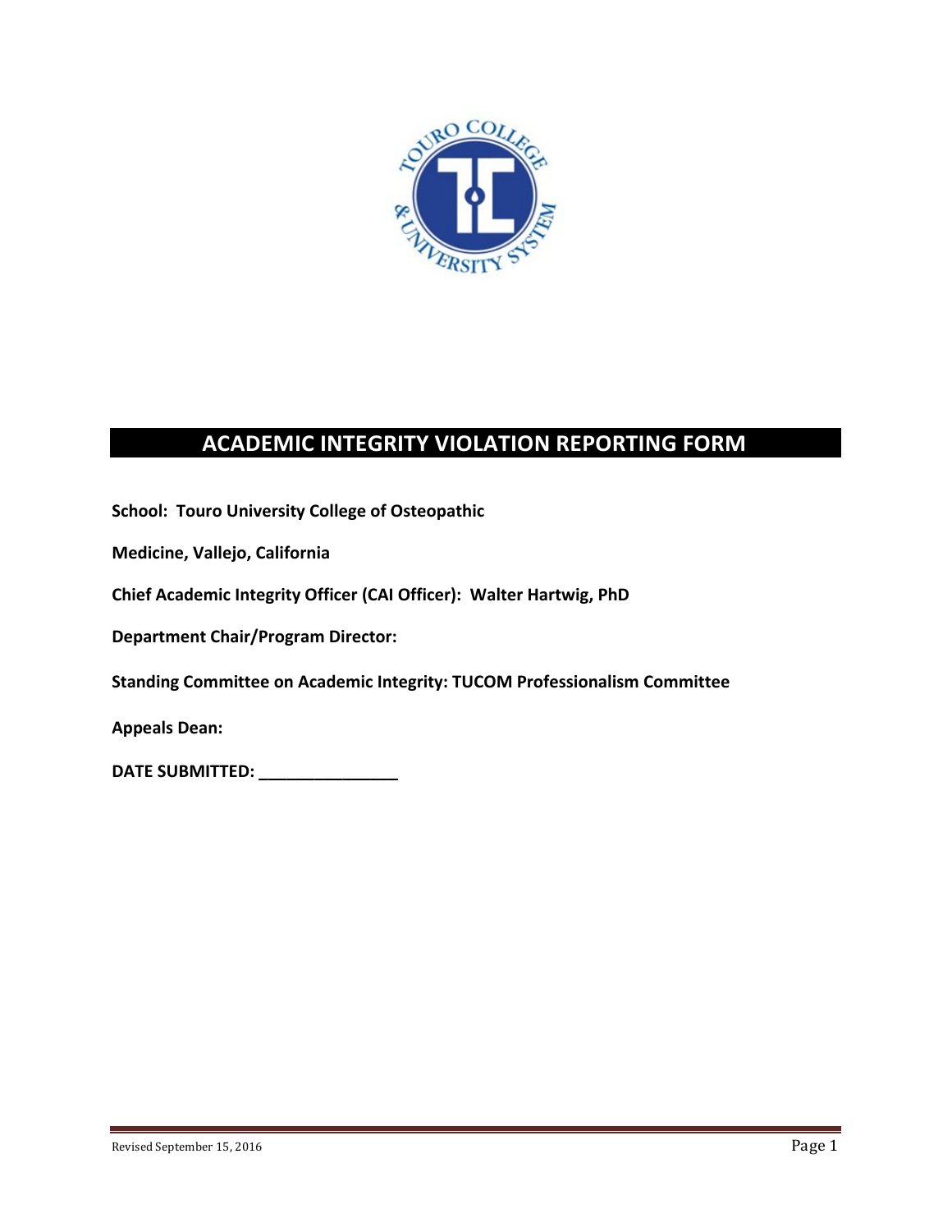# ACADEMIC INTEGRITY VIOLATION REPORTING FORM

**School: Touro University College of Osteopathic**

**Medicine, Vallejo, California**

**Chief Academic Integrity Officer (CAI Officer): Walter Hartwig, PhD**

**Department Chair/Program Director:**

**Standing Committee on Academic Integrity: TUCOM Professionalism Committee**

**Appeals Dean:**

**DATE SUBMITTED: _______________**

Revised September 15, 2016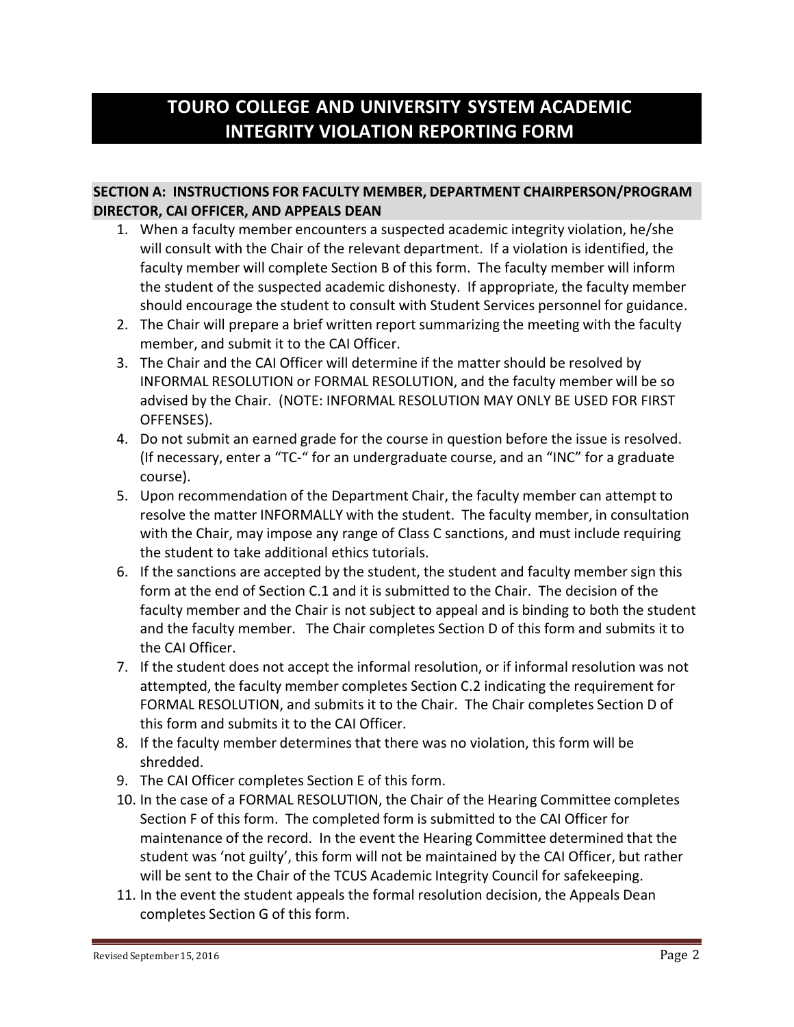# TOURO COLLEGE AND UNIVERSITY SYSTEM ACADEMIC INTEGRITY VIOLATION REPORTING FORM

## SECTION A: INSTRUCTIONS FOR FACULTY MEMBER, DEPARTMENT CHAIRPERSON/PROGRAM DIRECTOR, CAI OFFICER, AND APPEALS DEAN

1. When a faculty member encounters a suspected academic integrity violation, he/she will consult with the Chair of the relevant department. If a violation is identified, the faculty member will complete Section B of this form. The faculty member will inform the student of the suspected academic dishonesty. If appropriate, the faculty member should encourage the student to consult with Student Services personnel for guidance.
2. The Chair will prepare a brief written report summarizing the meeting with the faculty member, and submit it to the CAI Officer.
3. The Chair and the CAI Officer will determine if the matter should be resolved by INFORMAL RESOLUTION or FORMAL RESOLUTION, and the faculty member will be so advised by the Chair. (NOTE: INFORMAL RESOLUTION MAY ONLY BE USED FOR FIRST OFFENSES).
4. Do not submit an earned grade for the course in question before the issue is resolved. (If necessary, enter a "TC-" for an undergraduate course, and an "INC" for a graduate course).
5. Upon recommendation of the Department Chair, the faculty member can attempt to resolve the matter INFORMALLY with the student. The faculty member, in consultation with the Chair, may impose any range of Class C sanctions, and must include requiring the student to take additional ethics tutorials.
6. If the sanctions are accepted by the student, the student and faculty member sign this form at the end of Section C.1 and it is submitted to the Chair. The decision of the faculty member and the Chair is not subject to appeal and is binding to both the student and the faculty member. The Chair completes Section D of this form and submits it to the CAI Officer.
7. If the student does not accept the informal resolution, or if informal resolution was not attempted, the faculty member completes Section C.2 indicating the requirement for FORMAL RESOLUTION, and submits it to the Chair. The Chair completes Section D of this form and submits it to the CAI Officer.
8. If the faculty member determines that there was no violation, this form will be shredded.
9. The CAI Officer completes Section E of this form.
10. In the case of a FORMAL RESOLUTION, the Chair of the Hearing Committee completes Section F of this form. The completed form is submitted to the CAI Officer for maintenance of the record. In the event the Hearing Committee determined that the student was 'not guilty', this form will not be maintained by the CAI Officer, but rather will be sent to the Chair of the TCUS Academic Integrity Council for safekeeping.
11. In the event the student appeals the formal resolution decision, the Appeals Dean completes Section G of this form.

Revised September 15, 2016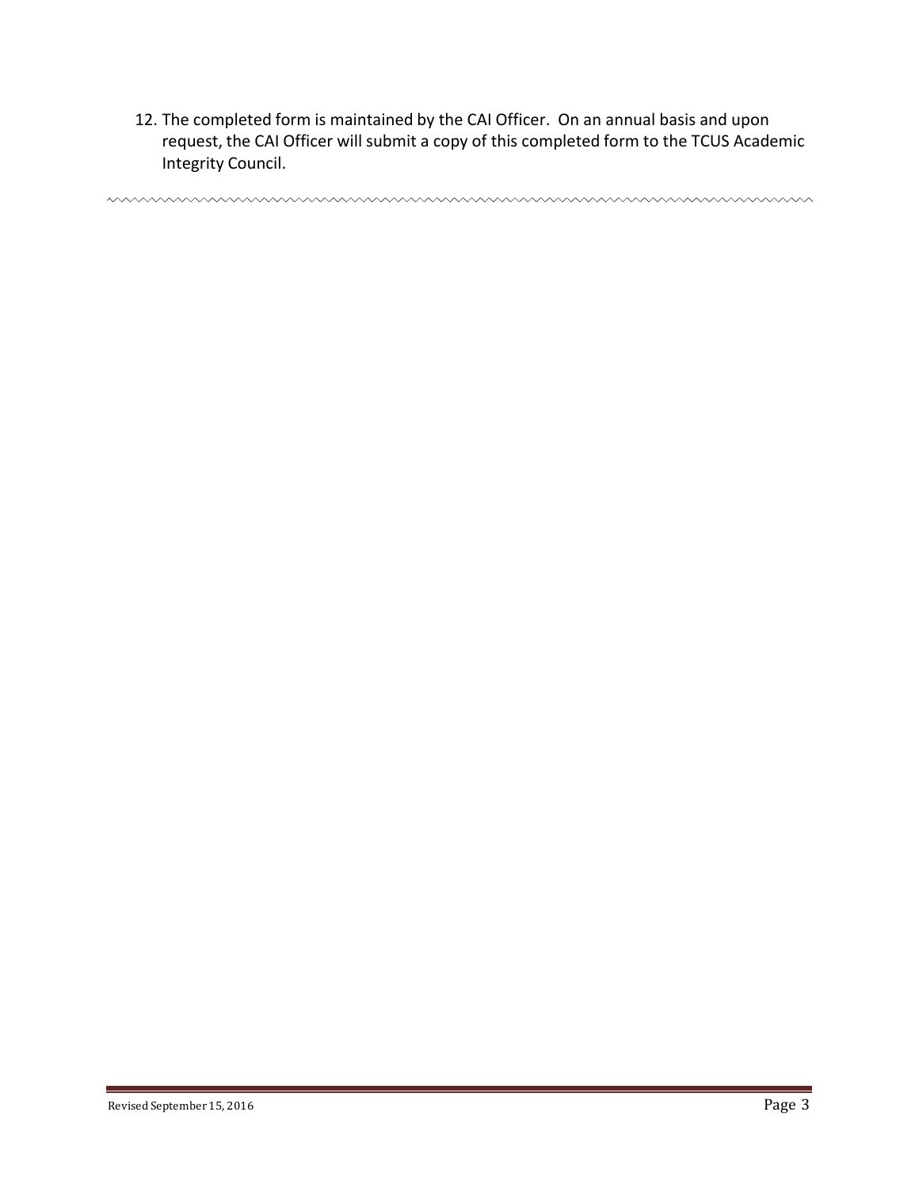12. The completed form is maintained by the CAI Officer. On an annual basis and upon request, the CAI Officer will submit a copy of this completed form to the TCUS Academic Integrity Council.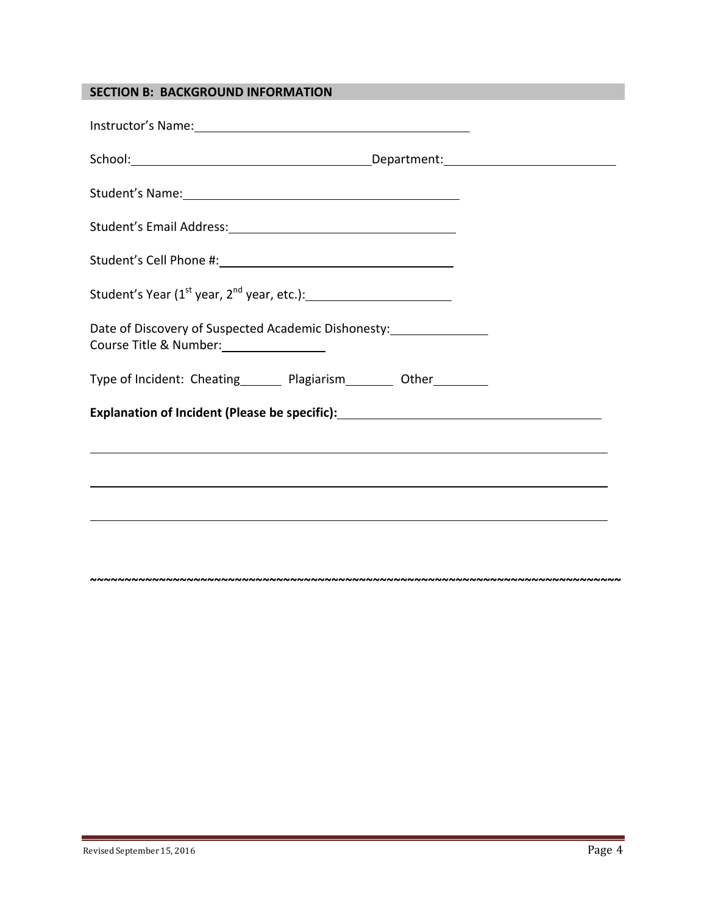## SECTION B: BACKGROUND INFORMATION

Instructor's Name: ______________________________________

School: ________________________________ Department: ________________________

Student's Name: ______________________________________

Student's Email Address: ________________________________

Student's Cell Phone #: ________________________________

Student's Year (1st year, 2nd year, etc.): ______________________

Date of Discovery of Suspected Academic Dishonesty: ______________
Course Title & Number: ______________

Type of Incident: Cheating______ Plagiarism_______ Other________

**Explanation of Incident (Please be specific):** ________________________________________

________________________________________________________________________________

________________________________________________________________________________

________________________________________________________________________________

~~~~~~~~~~~~~~~~~~~~~~~~~~~~~~~~~~~~~~~~~~~~~~~~~~~~~~~~~~~~~~~~~~~~~~~~~~~~~~~~

Revised September 15, 2016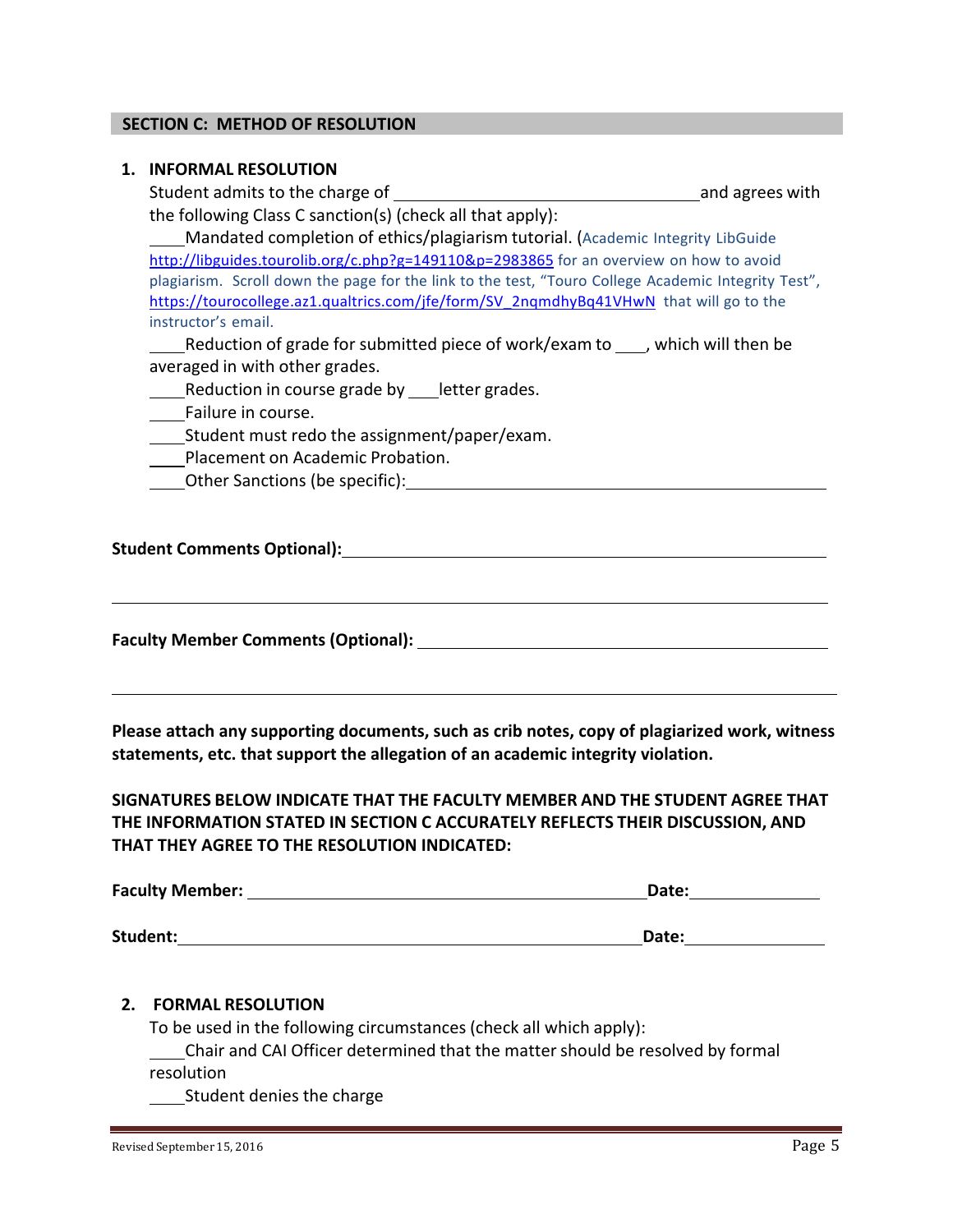## SECTION C: METHOD OF RESOLUTION

### 1. INFORMAL RESOLUTION

Student admits to the charge of ________________________________ and agrees with the following Class C sanction(s) (check all that apply):

____Mandated completion of ethics/plagiarism tutorial. (Academic Integrity LibGuide http://libguides.tourolib.org/c.php?g=149110&p=2983865 for an overview on how to avoid plagiarism. Scroll down the page for the link to the test, "Touro College Academic Integrity Test", https://tourocollege.az1.qualtrics.com/jfe/form/SV_2nqmdhyBq41VHwN that will go to the instructor's email.

____Reduction of grade for submitted piece of work/exam to ___, which will then be averaged in with other grades.

____Reduction in course grade by ___letter grades.

____Failure in course.

____Student must redo the assignment/paper/exam.

____Placement on Academic Probation.

____Other Sanctions (be specific):________________________________________

**Student Comments Optional):**________________________________________

________________________________________________________________

**Faculty Member Comments (Optional):** ________________________________

________________________________________________________________

**Please attach any supporting documents, such as crib notes, copy of plagiarized work, witness statements, etc. that support the allegation of an academic integrity violation.**

**SIGNATURES BELOW INDICATE THAT THE FACULTY MEMBER AND THE STUDENT AGREE THAT THE INFORMATION STATED IN SECTION C ACCURATELY REFLECTS THEIR DISCUSSION, AND THAT THEY AGREE TO THE RESOLUTION INDICATED:**

**Faculty Member:** ______________________________ **Date:**______________

**Student:**__________________________________ **Date:**______________

### 2. FORMAL RESOLUTION

To be used in the following circumstances (check all which apply):

____Chair and CAI Officer determined that the matter should be resolved by formal resolution

____Student denies the charge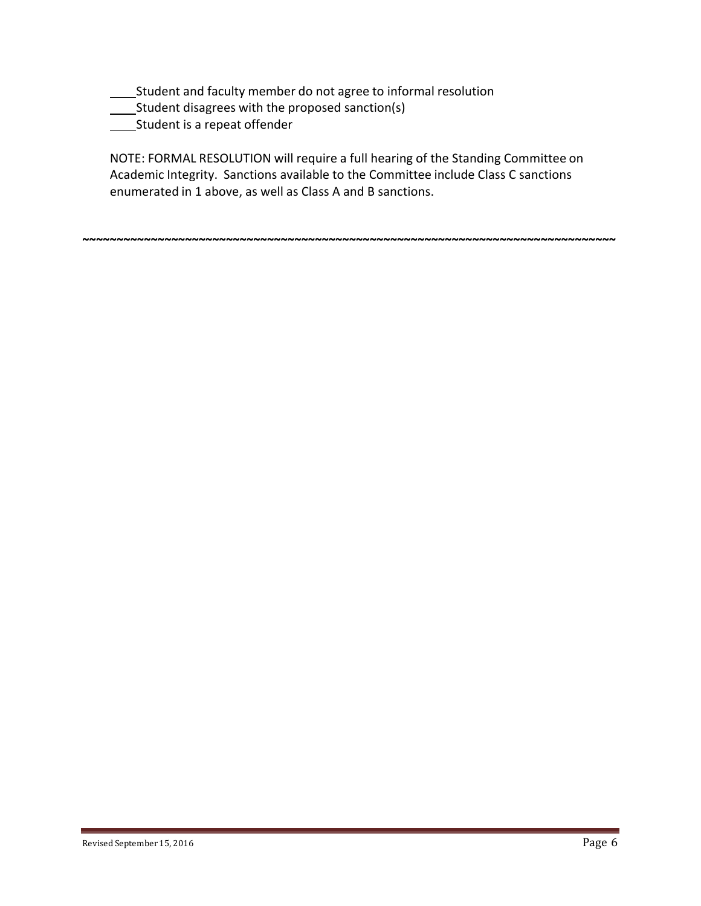____Student and faculty member do not agree to informal resolution
____Student disagrees with the proposed sanction(s)
____Student is a repeat offender

NOTE: FORMAL RESOLUTION will require a full hearing of the Standing Committee on Academic Integrity. Sanctions available to the Committee include Class C sanctions enumerated in 1 above, as well as Class A and B sanctions.

~~~~~~~~~~~~~~~~~~~~~~~~~~~~~~~~~~~~~~~~~~~~~~~~~~~~~~~~~~~~~~~~~~~~~~~~~~~~~~~~~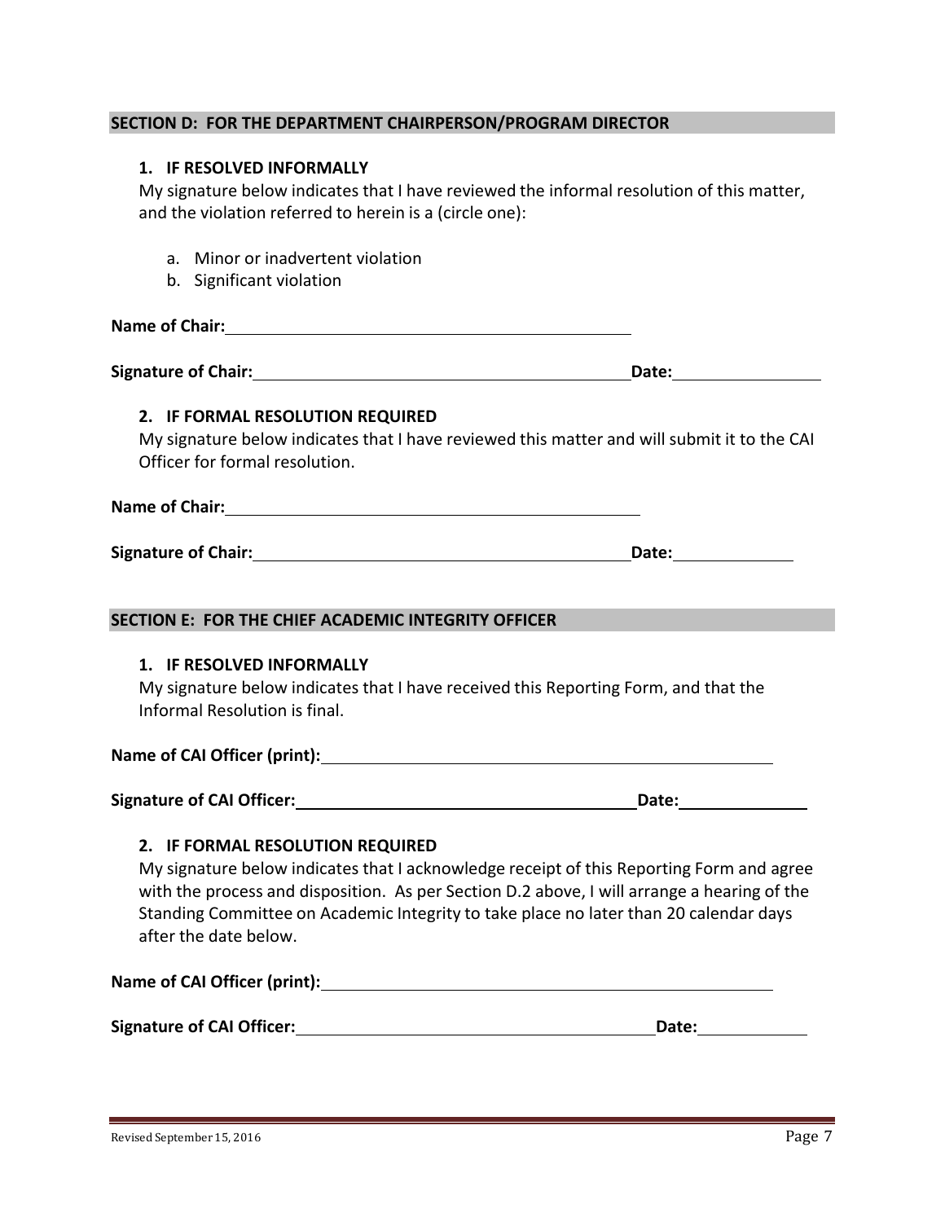## SECTION D: FOR THE DEPARTMENT CHAIRPERSON/PROGRAM DIRECTOR

### 1. IF RESOLVED INFORMALLY

My signature below indicates that I have reviewed the informal resolution of this matter, and the violation referred to herein is a (circle one):

a. Minor or inadvertent violation
b. Significant violation

**Name of Chair:** ______________________________

**Signature of Chair:** ______________________________ **Date:** ____________

### 2. IF FORMAL RESOLUTION REQUIRED

My signature below indicates that I have reviewed this matter and will submit it to the CAI Officer for formal resolution.

**Name of Chair:** ______________________________

**Signature of Chair:** ______________________________ **Date:** ____________

## SECTION E: FOR THE CHIEF ACADEMIC INTEGRITY OFFICER

### 1. IF RESOLVED INFORMALLY

My signature below indicates that I have received this Reporting Form, and that the Informal Resolution is final.

**Name of CAI Officer (print):** ______________________________

**Signature of CAI Officer:** ______________________________ **Date:** ____________

### 2. IF FORMAL RESOLUTION REQUIRED

My signature below indicates that I acknowledge receipt of this Reporting Form and agree with the process and disposition. As per Section D.2 above, I will arrange a hearing of the Standing Committee on Academic Integrity to take place no later than 20 calendar days after the date below.

**Name of CAI Officer (print):** ______________________________

**Signature of CAI Officer:** ______________________________ **Date:** ____________

Revised September 15, 2016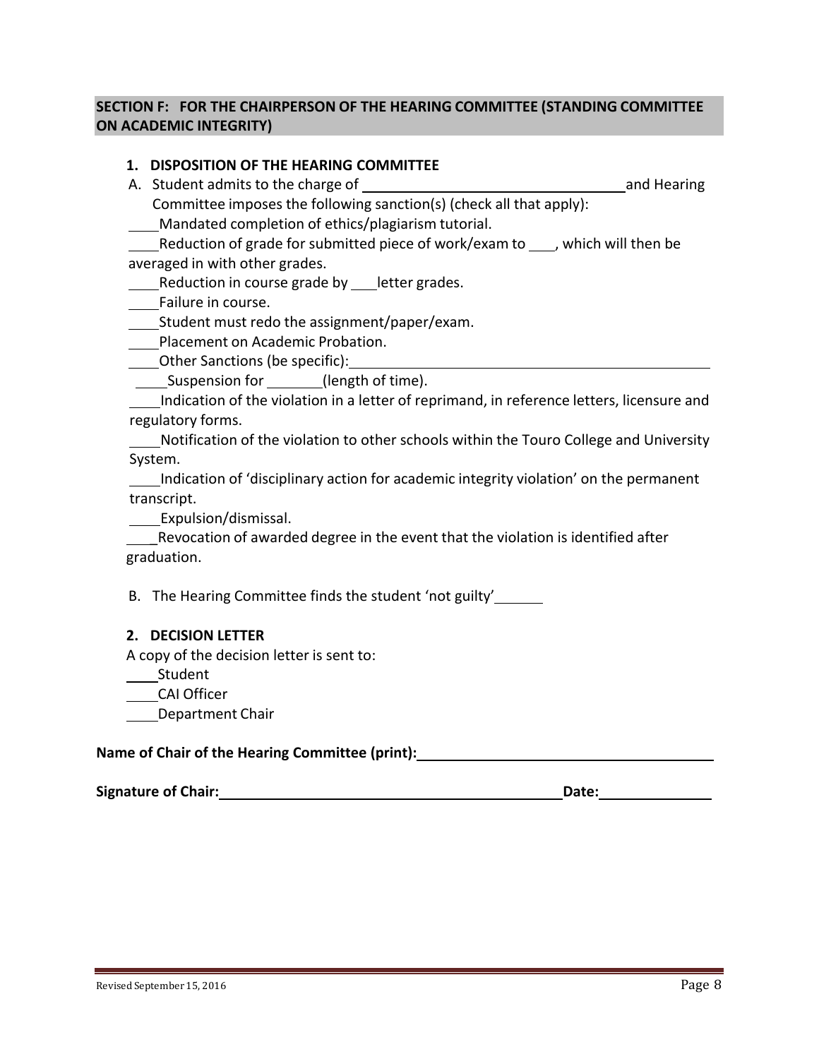**SECTION F: FOR THE CHAIRPERSON OF THE HEARING COMMITTEE (STANDING COMMITTEE ON ACADEMIC INTEGRITY)**

**1. DISPOSITION OF THE HEARING COMMITTEE**

A. Student admits to the charge of ______________________________ and Hearing Committee imposes the following sanction(s) (check all that apply):

____Mandated completion of ethics/plagiarism tutorial.

____Reduction of grade for submitted piece of work/exam to ___, which will then be averaged in with other grades.

____Reduction in course grade by ___letter grades.

____Failure in course.

____Student must redo the assignment/paper/exam.

____Placement on Academic Probation.

____Other Sanctions (be specific):________________________________________

____Suspension for _______(length of time).

____Indication of the violation in a letter of reprimand, in reference letters, licensure and regulatory forms.

____Notification of the violation to other schools within the Touro College and University System.

____Indication of 'disciplinary action for academic integrity violation' on the permanent transcript.

____Expulsion/dismissal.

____Revocation of awarded degree in the event that the violation is identified after graduation.

B. The Hearing Committee finds the student 'not guilty'______

**2. DECISION LETTER**

A copy of the decision letter is sent to:

____Student

____CAI Officer

____Department Chair

**Name of Chair of the Hearing Committee (print):**________________________________

**Signature of Chair:**________________________________ **Date:**______________

Revised September 15, 2016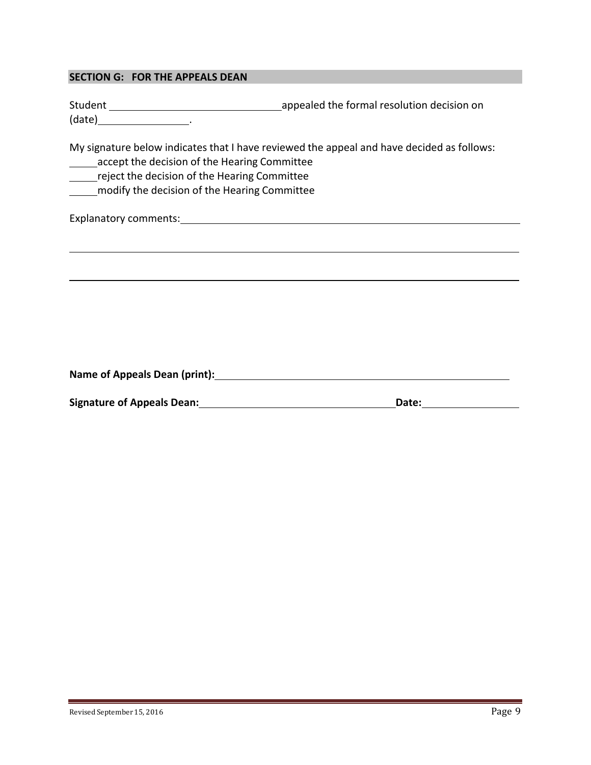## SECTION G: FOR THE APPEALS DEAN

Student ______________________________ appealed the formal resolution decision on (date)________________.

My signature below indicates that I have reviewed the appeal and have decided as follows:

_____accept the decision of the Hearing Committee
_____reject the decision of the Hearing Committee
_____modify the decision of the Hearing Committee

Explanatory comments: ____________________________________________________________

________________________________________________________________________________

________________________________________________________________________________

**Name of Appeals Dean (print):** ____________________________________________________

**Signature of Appeals Dean:** ______________________________________ **Date:** _________________